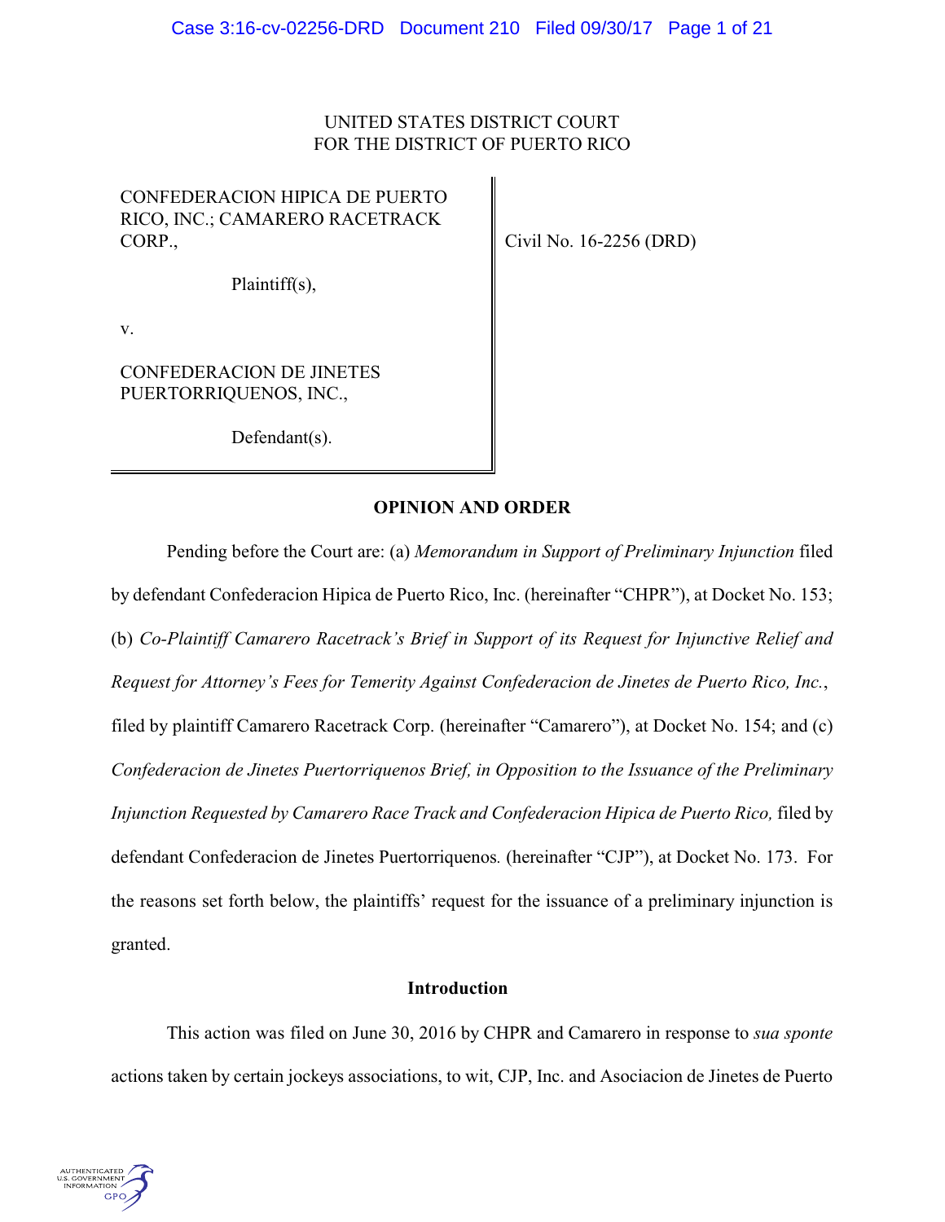UNITED STATES DISTRICT COURT
FOR THE DISTRICT OF PUERTO RICO

| | |
|---|---|
| CONFEDERACION HIPICA DE PUERTO RICO, INC.; CAMARERO RACETRACK CORP.,<br><br>Plaintiff(s),<br><br>v.<br><br>CONFEDERACION DE JINETES PUERTORRIQUENOS, INC.,<br><br>Defendant(s). | Civil No. 16-2256 (DRD) |

**OPINION AND ORDER**

Pending before the Court are: (a) *Memorandum in Support of Preliminary Injunction* filed by defendant Confederacion Hipica de Puerto Rico, Inc. (hereinafter "CHPR"), at Docket No. 153; (b) *Co-Plaintiff Camarero Racetrack's Brief in Support of its Request for Injunctive Relief and Request for Attorney's Fees for Temerity Against Confederacion de Jinetes de Puerto Rico, Inc.*, filed by plaintiff Camarero Racetrack Corp. (hereinafter "Camarero"), at Docket No. 154; and (c) *Confederacion de Jinetes Puertorriquenos Brief, in Opposition to the Issuance of the Preliminary Injunction Requested by Camarero Race Track and Confederacion Hipica de Puerto Rico,* filed by defendant Confederacion de Jinetes Puertorriquenos. (hereinafter "CJP"), at Docket No. 173. For the reasons set forth below, the plaintiffs' request for the issuance of a preliminary injunction is granted.

**Introduction**

This action was filed on June 30, 2016 by CHPR and Camarero in response to *sua sponte* actions taken by certain jockeys associations, to wit, CJP, Inc. and Asociacion de Jinetes de Puerto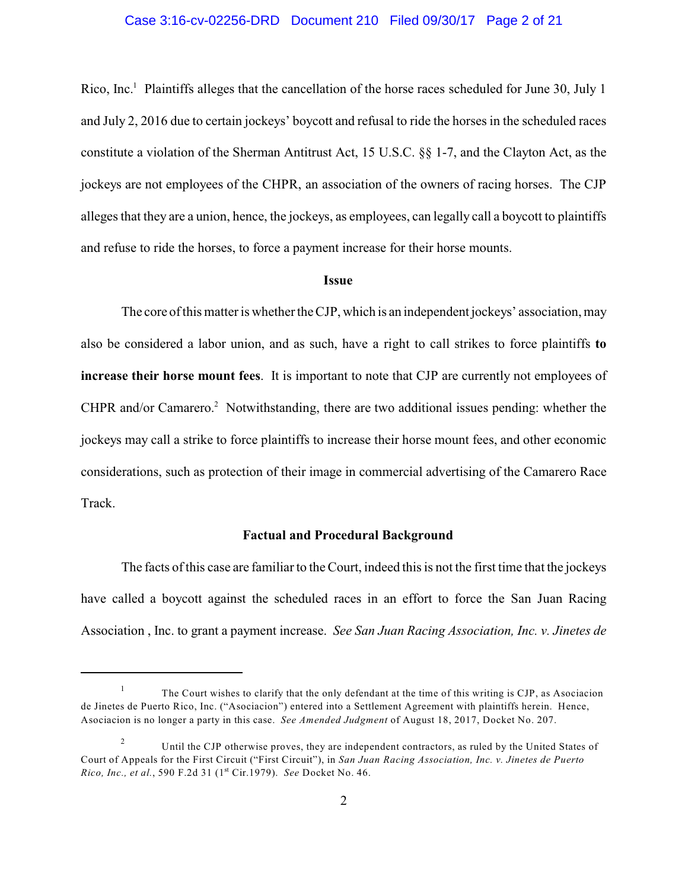Rico, Inc.[1] Plaintiffs alleges that the cancellation of the horse races scheduled for June 30, July 1 and July 2, 2016 due to certain jockeys' boycott and refusal to ride the horses in the scheduled races constitute a violation of the Sherman Antitrust Act, 15 U.S.C. §§ 1-7, and the Clayton Act, as the jockeys are not employees of the CHPR, an association of the owners of racing horses. The CJP alleges that they are a union, hence, the jockeys, as employees, can legally call a boycott to plaintiffs and refuse to ride the horses, to force a payment increase for their horse mounts.

**Issue**

The core of this matter is whether the CJP, which is an independent jockeys' association, may also be considered a labor union, and as such, have a right to call strikes to force plaintiffs **to increase their horse mount fees**. It is important to note that CJP are currently not employees of CHPR and/or Camarero.[2] Notwithstanding, there are two additional issues pending: whether the jockeys may call a strike to force plaintiffs to increase their horse mount fees, and other economic considerations, such as protection of their image in commercial advertising of the Camarero Race Track.

**Factual and Procedural Background**

The facts of this case are familiar to the Court, indeed this is not the first time that the jockeys have called a boycott against the scheduled races in an effort to force the San Juan Racing Association , Inc. to grant a payment increase. *See San Juan Racing Association, Inc. v. Jinetes de*

---

[1] The Court wishes to clarify that the only defendant at the time of this writing is CJP, as Asociacion de Jinetes de Puerto Rico, Inc. ("Asociacion") entered into a Settlement Agreement with plaintiffs herein. Hence, Asociacion is no longer a party in this case. *See Amended Judgment* of August 18, 2017, Docket No. 207.

[2] Until the CJP otherwise proves, they are independent contractors, as ruled by the United States of Court of Appeals for the First Circuit ("First Circuit"), in *San Juan Racing Association, Inc. v. Jinetes de Puerto Rico, Inc., et al.*, 590 F.2d 31 (1st Cir.1979). *See* Docket No. 46.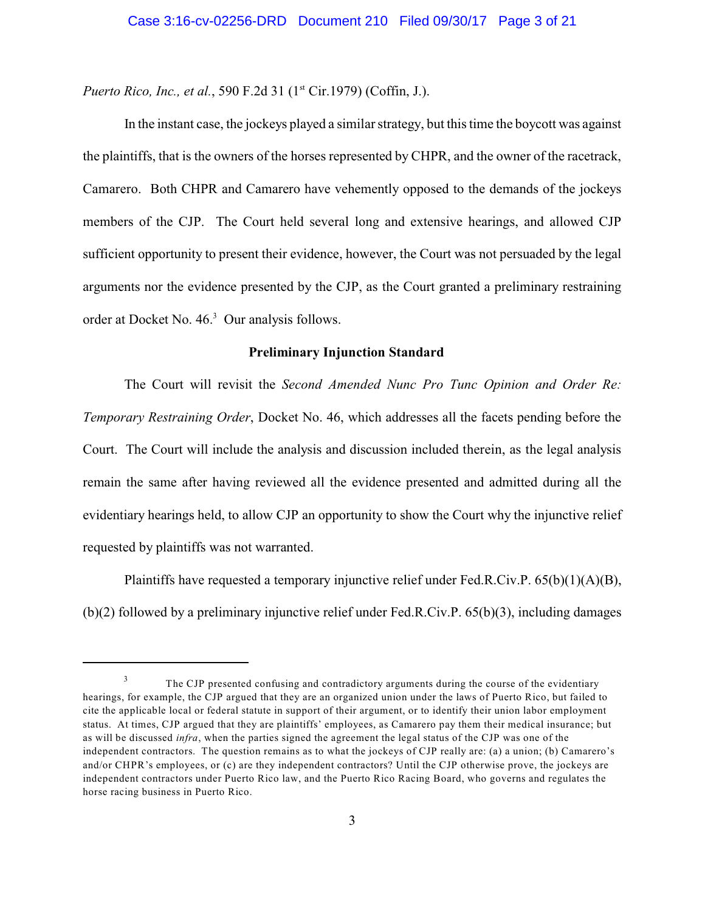*Puerto Rico, Inc., et al.*, 590 F.2d 31 (1st Cir.1979) (Coffin, J.).

In the instant case, the jockeys played a similar strategy, but this time the boycott was against the plaintiffs, that is the owners of the horses represented by CHPR, and the owner of the racetrack, Camarero. Both CHPR and Camarero have vehemently opposed to the demands of the jockeys members of the CJP. The Court held several long and extensive hearings, and allowed CJP sufficient opportunity to present their evidence, however, the Court was not persuaded by the legal arguments nor the evidence presented by the CJP, as the Court granted a preliminary restraining order at Docket No. 46.[3] Our analysis follows.

**Preliminary Injunction Standard**

The Court will revisit the *Second Amended Nunc Pro Tunc Opinion and Order Re: Temporary Restraining Order*, Docket No. 46, which addresses all the facets pending before the Court. The Court will include the analysis and discussion included therein, as the legal analysis remain the same after having reviewed all the evidence presented and admitted during all the evidentiary hearings held, to allow CJP an opportunity to show the Court why the injunctive relief requested by plaintiffs was not warranted.

Plaintiffs have requested a temporary injunctive relief under Fed.R.Civ.P. 65(b)(1)(A)(B), (b)(2) followed by a preliminary injunctive relief under Fed.R.Civ.P. 65(b)(3), including damages

---

[3] The CJP presented confusing and contradictory arguments during the course of the evidentiary hearings, for example, the CJP argued that they are an organized union under the laws of Puerto Rico, but failed to cite the applicable local or federal statute in support of their argument, or to identify their union labor employment status. At times, CJP argued that they are plaintiffs' employees, as Camarero pay them their medical insurance; but as will be discussed *infra*, when the parties signed the agreement the legal status of the CJP was one of the independent contractors. The question remains as to what the jockeys of CJP really are: (a) a union; (b) Camarero's and/or CHPR's employees, or (c) are they independent contractors? Until the CJP otherwise prove, the jockeys are independent contractors under Puerto Rico law, and the Puerto Rico Racing Board, who governs and regulates the horse racing business in Puerto Rico.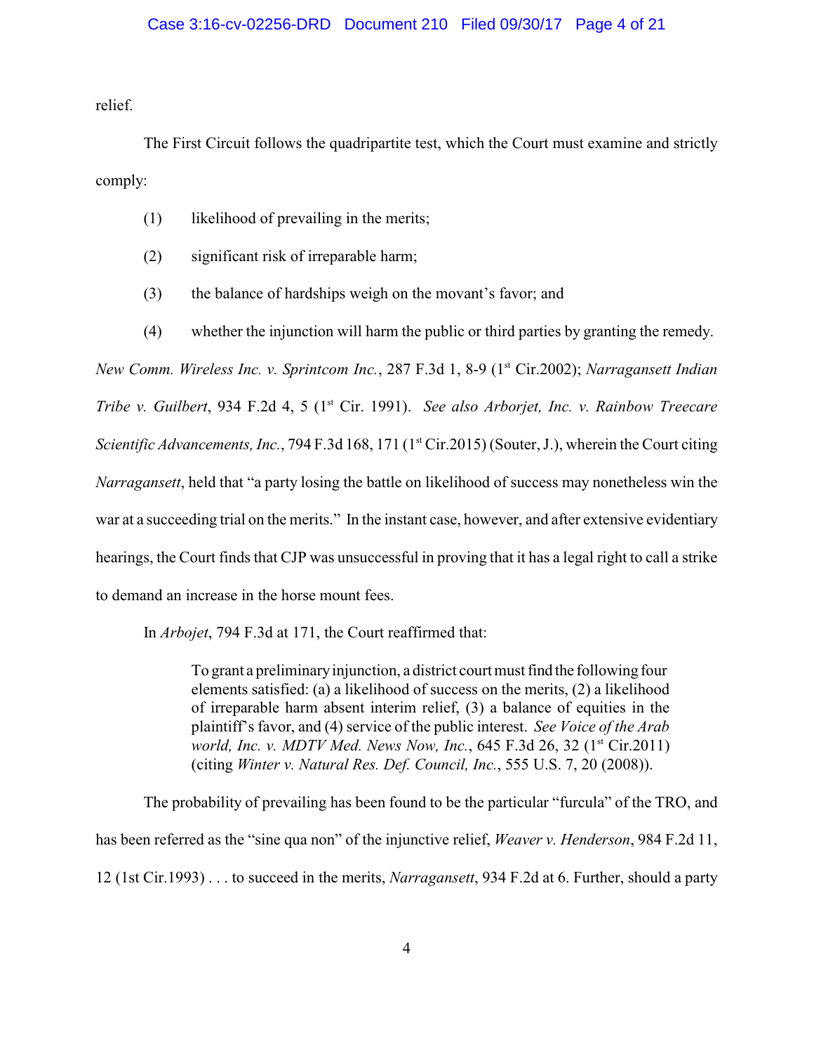relief.

The First Circuit follows the quadripartite test, which the Court must examine and strictly comply:

(1) likelihood of prevailing in the merits;

(2) significant risk of irreparable harm;

(3) the balance of hardships weigh on the movant's favor; and

(4) whether the injunction will harm the public or third parties by granting the remedy.

*New Comm. Wireless Inc. v. Sprintcom Inc.*, 287 F.3d 1, 8-9 (1st Cir.2002); *Narragansett Indian Tribe v. Guilbert*, 934 F.2d 4, 5 (1st Cir. 1991). *See also Arborjet, Inc. v. Rainbow Treecare Scientific Advancements, Inc.*, 794 F.3d 168, 171 (1st Cir.2015) (Souter, J.), wherein the Court citing *Narragansett*, held that "a party losing the battle on likelihood of success may nonetheless win the war at a succeeding trial on the merits." In the instant case, however, and after extensive evidentiary hearings, the Court finds that CJP was unsuccessful in proving that it has a legal right to call a strike to demand an increase in the horse mount fees.

In *Arbojet*, 794 F.3d at 171, the Court reaffirmed that:

> To grant a preliminary injunction, a district court must find the following four elements satisfied: (a) a likelihood of success on the merits, (2) a likelihood of irreparable harm absent interim relief, (3) a balance of equities in the plaintiff's favor, and (4) service of the public interest. *See Voice of the Arab world, Inc. v. MDTV Med. News Now, Inc.*, 645 F.3d 26, 32 (1st Cir.2011) (citing *Winter v. Natural Res. Def. Council, Inc.*, 555 U.S. 7, 20 (2008)).

The probability of prevailing has been found to be the particular "furcula" of the TRO, and has been referred as the "sine qua non" of the injunctive relief, *Weaver v. Henderson*, 984 F.2d 11, 12 (1st Cir.1993) . . . to succeed in the merits, *Narragansett*, 934 F.2d at 6. Further, should a party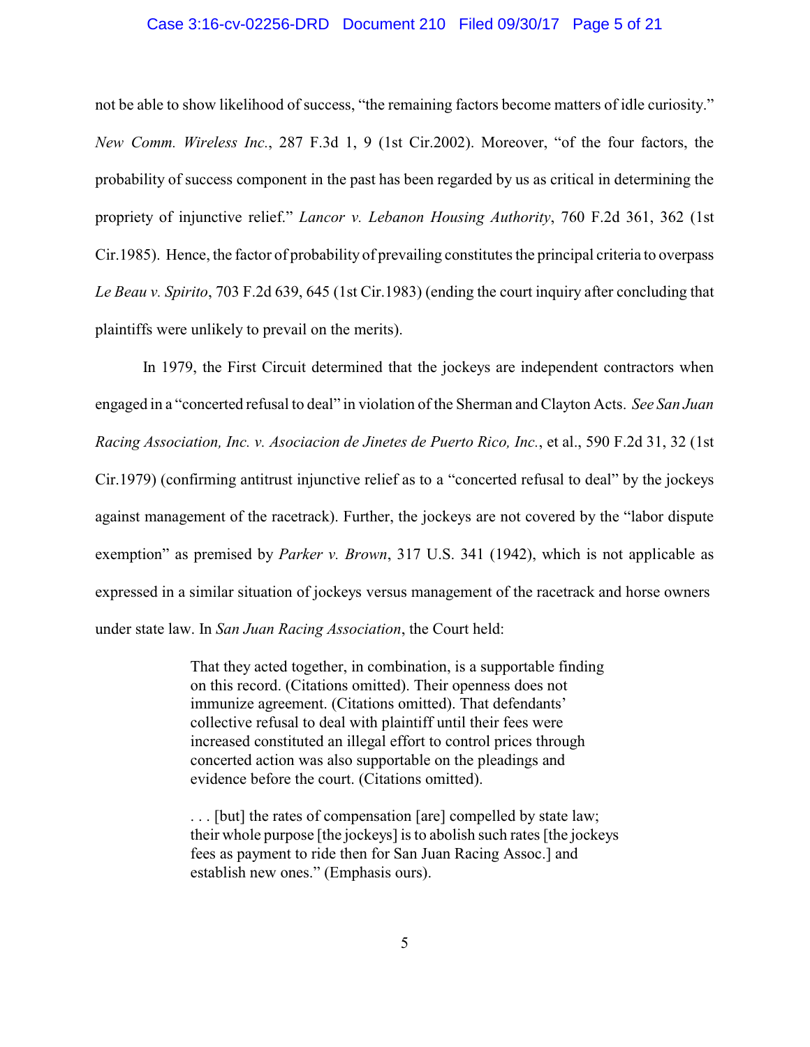not be able to show likelihood of success, "the remaining factors become matters of idle curiosity." *New Comm. Wireless Inc.*, 287 F.3d 1, 9 (1st Cir.2002). Moreover, "of the four factors, the probability of success component in the past has been regarded by us as critical in determining the propriety of injunctive relief." *Lancor v. Lebanon Housing Authority*, 760 F.2d 361, 362 (1st Cir.1985). Hence, the factor of probability of prevailing constitutes the principal criteria to overpass *Le Beau v. Spirito*, 703 F.2d 639, 645 (1st Cir.1983) (ending the court inquiry after concluding that plaintiffs were unlikely to prevail on the merits).

In 1979, the First Circuit determined that the jockeys are independent contractors when engaged in a "concerted refusal to deal" in violation of the Sherman and Clayton Acts. *See San Juan Racing Association, Inc. v. Asociacion de Jinetes de Puerto Rico, Inc.*, et al., 590 F.2d 31, 32 (1st Cir.1979) (confirming antitrust injunctive relief as to a "concerted refusal to deal" by the jockeys against management of the racetrack). Further, the jockeys are not covered by the "labor dispute exemption" as premised by *Parker v. Brown*, 317 U.S. 341 (1942), which is not applicable as expressed in a similar situation of jockeys versus management of the racetrack and horse owners under state law. In *San Juan Racing Association*, the Court held:

> That they acted together, in combination, is a supportable finding on this record. (Citations omitted). Their openness does not immunize agreement. (Citations omitted). That defendants' collective refusal to deal with plaintiff until their fees were increased constituted an illegal effort to control prices through concerted action was also supportable on the pleadings and evidence before the court. (Citations omitted).
>
> . . . [but] the rates of compensation [are] compelled by state law; their whole purpose [the jockeys] is to abolish such rates [the jockeys fees as payment to ride then for San Juan Racing Assoc.] and establish new ones." (Emphasis ours).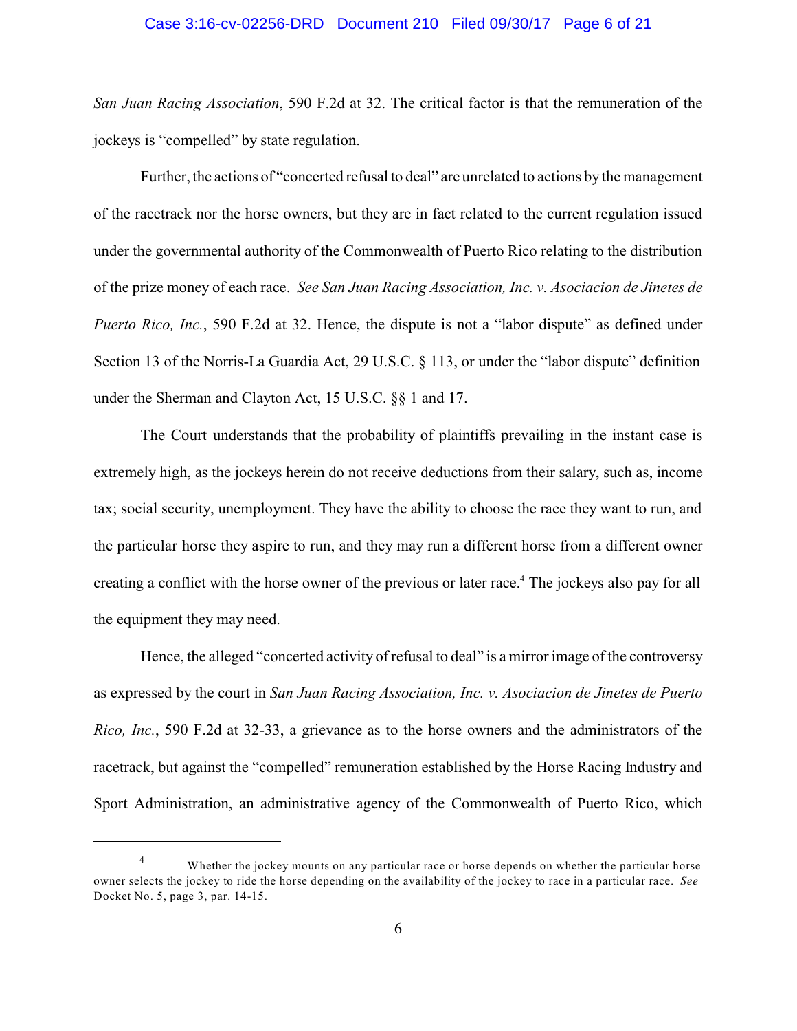*San Juan Racing Association*, 590 F.2d at 32. The critical factor is that the remuneration of the jockeys is "compelled" by state regulation.

Further, the actions of "concerted refusal to deal" are unrelated to actions by the management of the racetrack nor the horse owners, but they are in fact related to the current regulation issued under the governmental authority of the Commonwealth of Puerto Rico relating to the distribution of the prize money of each race. *See San Juan Racing Association, Inc. v. Asociacion de Jinetes de Puerto Rico, Inc.*, 590 F.2d at 32. Hence, the dispute is not a "labor dispute" as defined under Section 13 of the Norris-La Guardia Act, 29 U.S.C. § 113, or under the "labor dispute" definition under the Sherman and Clayton Act, 15 U.S.C. §§ 1 and 17.

The Court understands that the probability of plaintiffs prevailing in the instant case is extremely high, as the jockeys herein do not receive deductions from their salary, such as, income tax; social security, unemployment. They have the ability to choose the race they want to run, and the particular horse they aspire to run, and they may run a different horse from a different owner creating a conflict with the horse owner of the previous or later race.[4] The jockeys also pay for all the equipment they may need.

Hence, the alleged "concerted activity of refusal to deal" is a mirror image of the controversy as expressed by the court in *San Juan Racing Association, Inc. v. Asociacion de Jinetes de Puerto Rico, Inc.*, 590 F.2d at 32-33, a grievance as to the horse owners and the administrators of the racetrack, but against the "compelled" remuneration established by the Horse Racing Industry and Sport Administration, an administrative agency of the Commonwealth of Puerto Rico, which

---

[4] Whether the jockey mounts on any particular race or horse depends on whether the particular horse owner selects the jockey to ride the horse depending on the availability of the jockey to race in a particular race. *See* Docket No. 5, page 3, par. 14-15.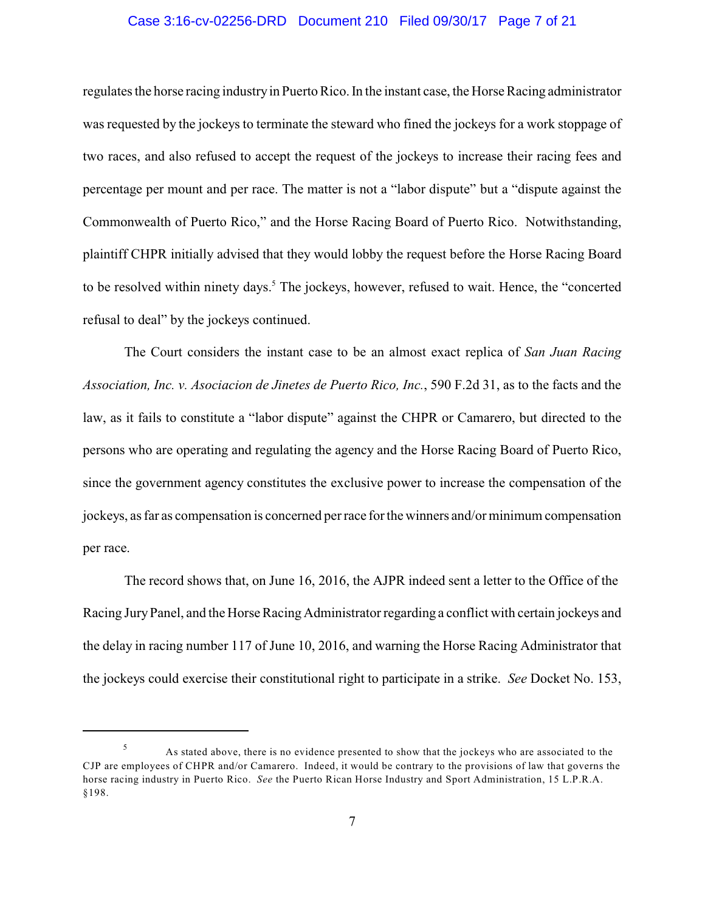regulates the horse racing industry in Puerto Rico. In the instant case, the Horse Racing administrator was requested by the jockeys to terminate the steward who fined the jockeys for a work stoppage of two races, and also refused to accept the request of the jockeys to increase their racing fees and percentage per mount and per race. The matter is not a "labor dispute" but a "dispute against the Commonwealth of Puerto Rico," and the Horse Racing Board of Puerto Rico. Notwithstanding, plaintiff CHPR initially advised that they would lobby the request before the Horse Racing Board to be resolved within ninety days.[5] The jockeys, however, refused to wait. Hence, the "concerted refusal to deal" by the jockeys continued.

The Court considers the instant case to be an almost exact replica of *San Juan Racing Association, Inc. v. Asociacion de Jinetes de Puerto Rico, Inc.*, 590 F.2d 31, as to the facts and the law, as it fails to constitute a "labor dispute" against the CHPR or Camarero, but directed to the persons who are operating and regulating the agency and the Horse Racing Board of Puerto Rico, since the government agency constitutes the exclusive power to increase the compensation of the jockeys, as far as compensation is concerned per race for the winners and/or minimum compensation per race.

The record shows that, on June 16, 2016, the AJPR indeed sent a letter to the Office of the Racing Jury Panel, and the Horse Racing Administrator regarding a conflict with certain jockeys and the delay in racing number 117 of June 10, 2016, and warning the Horse Racing Administrator that the jockeys could exercise their constitutional right to participate in a strike. *See* Docket No. 153,

---

[5] As stated above, there is no evidence presented to show that the jockeys who are associated to the CJP are employees of CHPR and/or Camarero. Indeed, it would be contrary to the provisions of law that governs the horse racing industry in Puerto Rico. *See* the Puerto Rican Horse Industry and Sport Administration, 15 L.P.R.A. §198.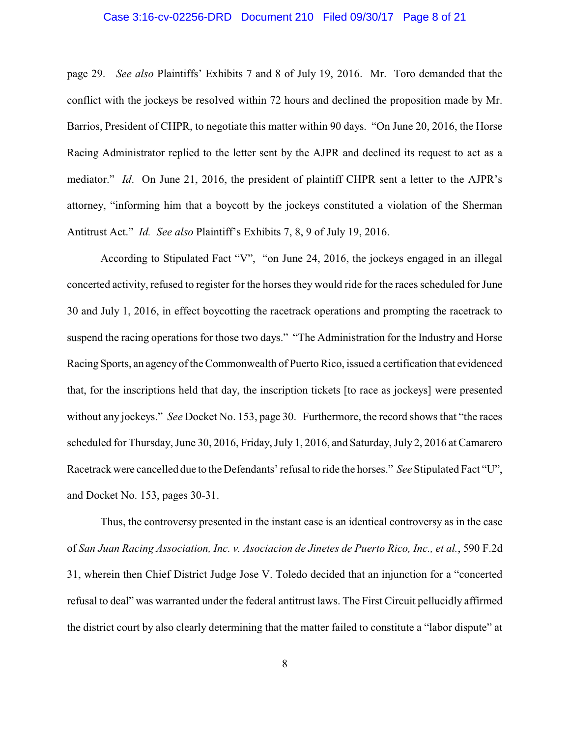page 29. *See also* Plaintiffs' Exhibits 7 and 8 of July 19, 2016. Mr. Toro demanded that the conflict with the jockeys be resolved within 72 hours and declined the proposition made by Mr. Barrios, President of CHPR, to negotiate this matter within 90 days. "On June 20, 2016, the Horse Racing Administrator replied to the letter sent by the AJPR and declined its request to act as a mediator." *Id*. On June 21, 2016, the president of plaintiff CHPR sent a letter to the AJPR's attorney, "informing him that a boycott by the jockeys constituted a violation of the Sherman Antitrust Act." *Id. See also* Plaintiff's Exhibits 7, 8, 9 of July 19, 2016.

According to Stipulated Fact "V", "on June 24, 2016, the jockeys engaged in an illegal concerted activity, refused to register for the horses they would ride for the races scheduled for June 30 and July 1, 2016, in effect boycotting the racetrack operations and prompting the racetrack to suspend the racing operations for those two days." "The Administration for the Industry and Horse Racing Sports, an agency of the Commonwealth of Puerto Rico, issued a certification that evidenced that, for the inscriptions held that day, the inscription tickets [to race as jockeys] were presented without any jockeys." *See* Docket No. 153, page 30. Furthermore, the record shows that "the races scheduled for Thursday, June 30, 2016, Friday, July 1, 2016, and Saturday, July 2, 2016 at Camarero Racetrack were cancelled due to the Defendants' refusal to ride the horses." *See* Stipulated Fact "U", and Docket No. 153, pages 30-31.

Thus, the controversy presented in the instant case is an identical controversy as in the case of *San Juan Racing Association, Inc. v. Asociacion de Jinetes de Puerto Rico, Inc., et al.*, 590 F.2d 31, wherein then Chief District Judge Jose V. Toledo decided that an injunction for a "concerted refusal to deal" was warranted under the federal antitrust laws. The First Circuit pellucidly affirmed the district court by also clearly determining that the matter failed to constitute a "labor dispute" at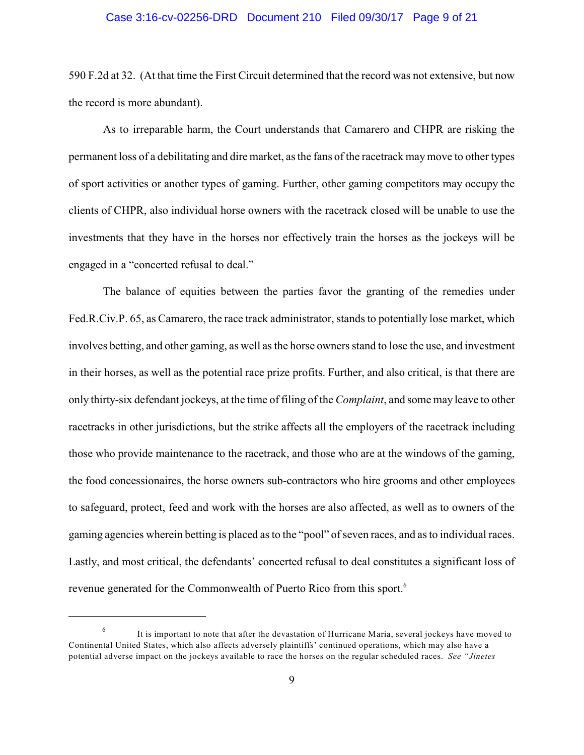590 F.2d at 32. (At that time the First Circuit determined that the record was not extensive, but now the record is more abundant).

As to irreparable harm, the Court understands that Camarero and CHPR are risking the permanent loss of a debilitating and dire market, as the fans of the racetrack may move to other types of sport activities or another types of gaming. Further, other gaming competitors may occupy the clients of CHPR, also individual horse owners with the racetrack closed will be unable to use the investments that they have in the horses nor effectively train the horses as the jockeys will be engaged in a "concerted refusal to deal."

The balance of equities between the parties favor the granting of the remedies under Fed.R.Civ.P. 65, as Camarero, the race track administrator, stands to potentially lose market, which involves betting, and other gaming, as well as the horse owners stand to lose the use, and investment in their horses, as well as the potential race prize profits. Further, and also critical, is that there are only thirty-six defendant jockeys, at the time of filing of the *Complaint*, and some may leave to other racetracks in other jurisdictions, but the strike affects all the employers of the racetrack including those who provide maintenance to the racetrack, and those who are at the windows of the gaming, the food concessionaires, the horse owners sub-contractors who hire grooms and other employees to safeguard, protect, feed and work with the horses are also affected, as well as to owners of the gaming agencies wherein betting is placed as to the "pool" of seven races, and as to individual races. Lastly, and most critical, the defendants' concerted refusal to deal constitutes a significant loss of revenue generated for the Commonwealth of Puerto Rico from this sport.[6]

---

[6] It is important to note that after the devastation of Hurricane Maria, several jockeys have moved to Continental United States, which also affects adversely plaintiffs' continued operations, which may also have a potential adverse impact on the jockeys available to race the horses on the regular scheduled races. *See "Jinetes*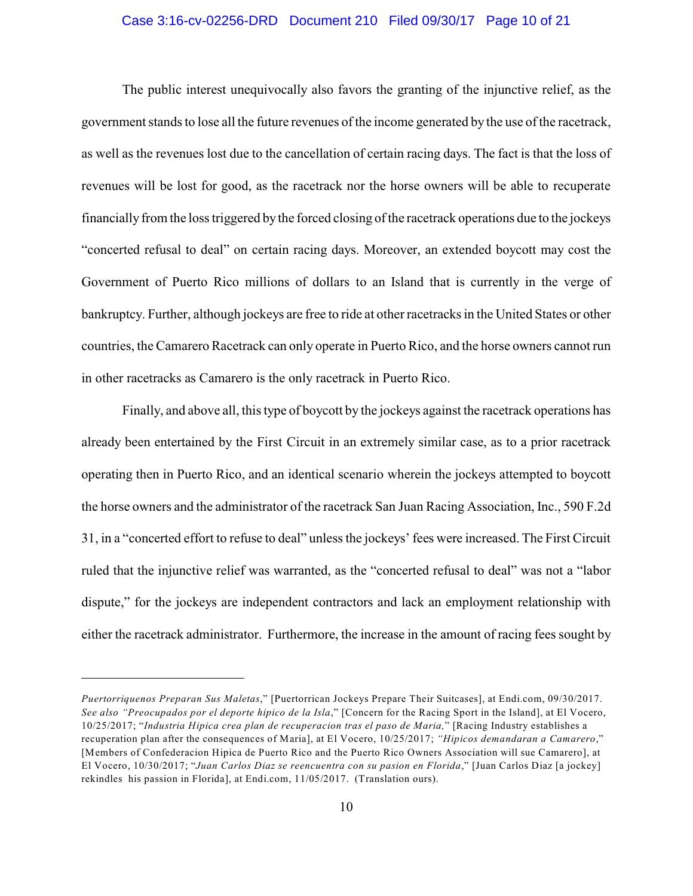The public interest unequivocally also favors the granting of the injunctive relief, as the government stands to lose all the future revenues of the income generated by the use of the racetrack, as well as the revenues lost due to the cancellation of certain racing days. The fact is that the loss of revenues will be lost for good, as the racetrack nor the horse owners will be able to recuperate financially from the loss triggered by the forced closing of the racetrack operations due to the jockeys "concerted refusal to deal" on certain racing days. Moreover, an extended boycott may cost the Government of Puerto Rico millions of dollars to an Island that is currently in the verge of bankruptcy. Further, although jockeys are free to ride at other racetracks in the United States or other countries, the Camarero Racetrack can only operate in Puerto Rico, and the horse owners cannot run in other racetracks as Camarero is the only racetrack in Puerto Rico.

Finally, and above all, this type of boycott by the jockeys against the racetrack operations has already been entertained by the First Circuit in an extremely similar case, as to a prior racetrack operating then in Puerto Rico, and an identical scenario wherein the jockeys attempted to boycott the horse owners and the administrator of the racetrack San Juan Racing Association, Inc., 590 F.2d 31, in a "concerted effort to refuse to deal" unless the jockeys' fees were increased. The First Circuit ruled that the injunctive relief was warranted, as the "concerted refusal to deal" was not a "labor dispute," for the jockeys are independent contractors and lack an employment relationship with either the racetrack administrator. Furthermore, the increase in the amount of racing fees sought by

---

*Puertorriquenos Preparan Sus Maletas*," [Puertorrican Jockeys Prepare Their Suitcases], at Endi.com, 09/30/2017. *See also "Preocupados por el deporte hipico de la Isla*," [Concern for the Racing Sport in the Island], at El Vocero, 10/25/2017; "*Industria Hipica crea plan de recuperacion tras el paso de Maria,*" [Racing Industry establishes a recuperation plan after the consequences of Maria], at El Vocero, 10/25/2017; *"Hipicos demandaran a Camarero*," [Members of Confederacion Hipica de Puerto Rico and the Puerto Rico Owners Association will sue Camarero], at El Vocero, 10/30/2017; "*Juan Carlos Diaz se reencuentra con su pasion en Florida*," [Juan Carlos Diaz [a jockey] rekindles his passion in Florida], at Endi.com, 11/05/2017. (Translation ours).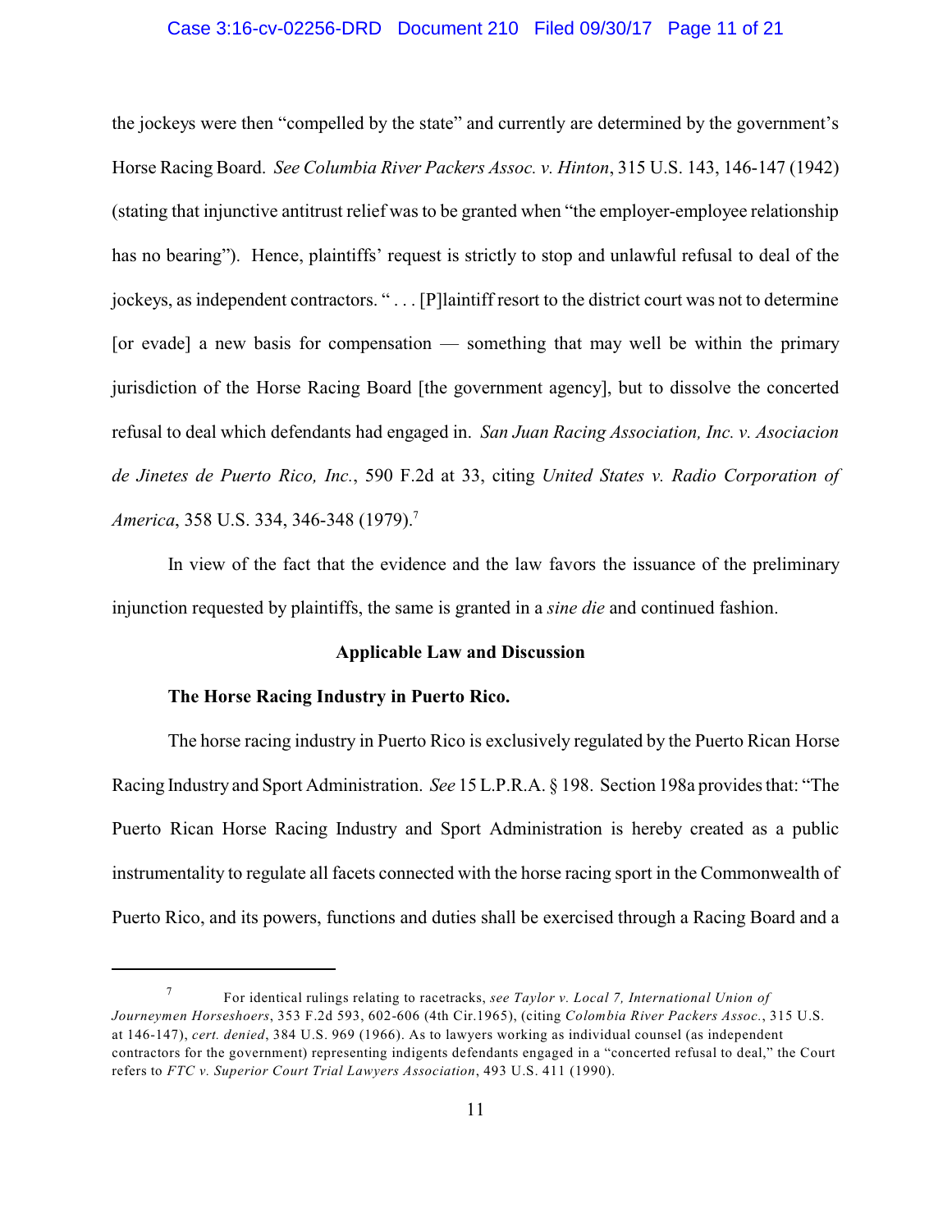the jockeys were then "compelled by the state" and currently are determined by the government's Horse Racing Board. *See Columbia River Packers Assoc. v. Hinton*, 315 U.S. 143, 146-147 (1942) (stating that injunctive antitrust relief was to be granted when "the employer-employee relationship has no bearing"). Hence, plaintiffs' request is strictly to stop and unlawful refusal to deal of the jockeys, as independent contractors. " . . . [P]laintiff resort to the district court was not to determine [or evade] a new basis for compensation — something that may well be within the primary jurisdiction of the Horse Racing Board [the government agency], but to dissolve the concerted refusal to deal which defendants had engaged in. *San Juan Racing Association, Inc. v. Asociacion de Jinetes de Puerto Rico, Inc.*, 590 F.2d at 33, citing *United States v. Radio Corporation of America*, 358 U.S. 334, 346-348 (1979).[7]

In view of the fact that the evidence and the law favors the issuance of the preliminary injunction requested by plaintiffs, the same is granted in a *sine die* and continued fashion.

**Applicable Law and Discussion**

**The Horse Racing Industry in Puerto Rico.**

The horse racing industry in Puerto Rico is exclusively regulated by the Puerto Rican Horse Racing Industry and Sport Administration. *See* 15 L.P.R.A. § 198. Section 198a provides that: "The Puerto Rican Horse Racing Industry and Sport Administration is hereby created as a public instrumentality to regulate all facets connected with the horse racing sport in the Commonwealth of Puerto Rico, and its powers, functions and duties shall be exercised through a Racing Board and a

[7] For identical rulings relating to racetracks, *see Taylor v. Local 7, International Union of Journeymen Horseshoers*, 353 F.2d 593, 602-606 (4th Cir.1965), (citing *Colombia River Packers Assoc.*, 315 U.S. at 146-147), *cert. denied*, 384 U.S. 969 (1966). As to lawyers working as individual counsel (as independent contractors for the government) representing indigents defendants engaged in a "concerted refusal to deal," the Court refers to *FTC v. Superior Court Trial Lawyers Association*, 493 U.S. 411 (1990).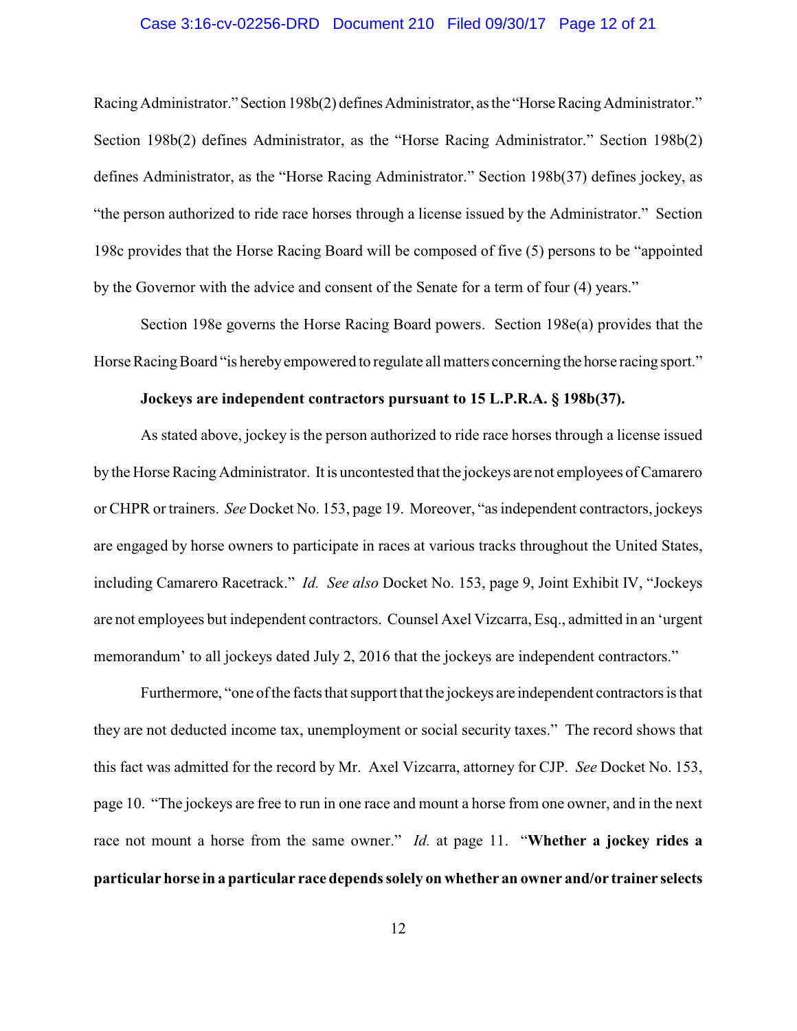Racing Administrator." Section 198b(2) defines Administrator, as the "Horse Racing Administrator." Section 198b(2) defines Administrator, as the "Horse Racing Administrator." Section 198b(2) defines Administrator, as the "Horse Racing Administrator." Section 198b(37) defines jockey, as "the person authorized to ride race horses through a license issued by the Administrator." Section 198c provides that the Horse Racing Board will be composed of five (5) persons to be "appointed by the Governor with the advice and consent of the Senate for a term of four (4) years."

Section 198e governs the Horse Racing Board powers. Section 198e(a) provides that the Horse Racing Board "is hereby empowered to regulate all matters concerning the horse racing sport."

**Jockeys are independent contractors pursuant to 15 L.P.R.A. § 198b(37).**

As stated above, jockey is the person authorized to ride race horses through a license issued by the Horse Racing Administrator. It is uncontested that the jockeys are not employees of Camarero or CHPR or trainers. *See* Docket No. 153, page 19. Moreover, "as independent contractors, jockeys are engaged by horse owners to participate in races at various tracks throughout the United States, including Camarero Racetrack." *Id. See also* Docket No. 153, page 9, Joint Exhibit IV, "Jockeys are not employees but independent contractors. Counsel Axel Vizcarra, Esq., admitted in an 'urgent memorandum' to all jockeys dated July 2, 2016 that the jockeys are independent contractors."

Furthermore, "one of the facts that support that the jockeys are independent contractors is that they are not deducted income tax, unemployment or social security taxes." The record shows that this fact was admitted for the record by Mr. Axel Vizcarra, attorney for CJP. *See* Docket No. 153, page 10. "The jockeys are free to run in one race and mount a horse from one owner, and in the next race not mount a horse from the same owner." *Id.* at page 11. "**Whether a jockey rides a particular horse in a particular race depends solely on whether an owner and/or trainer selects**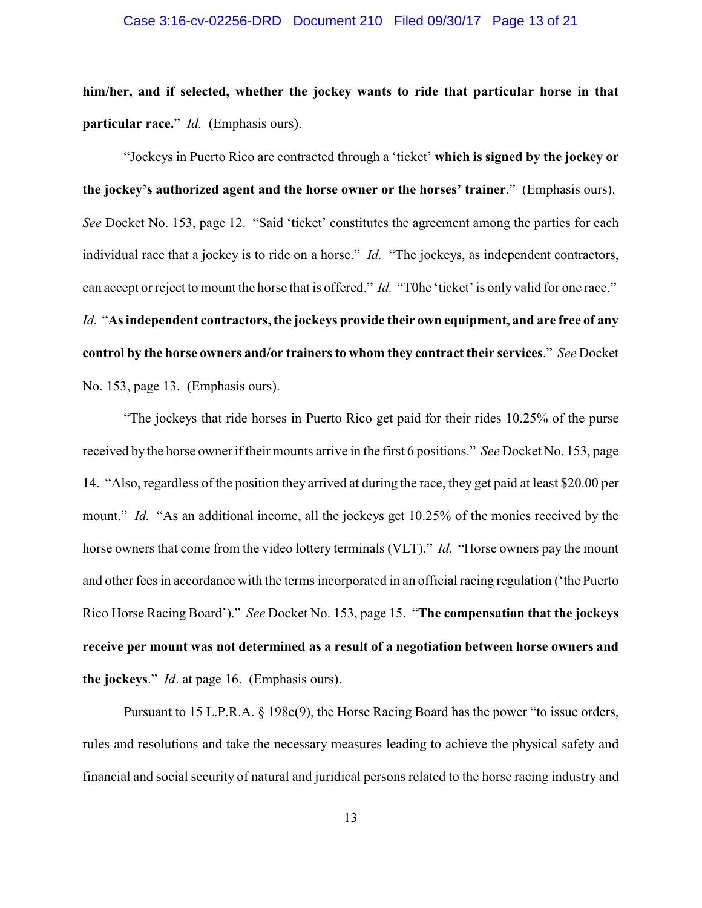**him/her, and if selected, whether the jockey wants to ride that particular horse in that particular race.**" *Id.* (Emphasis ours).

"Jockeys in Puerto Rico are contracted through a 'ticket' **which is signed by the jockey or the jockey's authorized agent and the horse owner or the horses' trainer**." (Emphasis ours). *See* Docket No. 153, page 12. "Said 'ticket' constitutes the agreement among the parties for each individual race that a jockey is to ride on a horse." *Id.* "The jockeys, as independent contractors, can accept or reject to mount the horse that is offered." *Id.* "T0he 'ticket' is only valid for one race." *Id.* "**As independent contractors, the jockeys provide their own equipment, and are free of any control by the horse owners and/or trainers to whom they contract their services**." *See* Docket No. 153, page 13. (Emphasis ours).

"The jockeys that ride horses in Puerto Rico get paid for their rides 10.25% of the purse received by the horse owner if their mounts arrive in the first 6 positions." *See* Docket No. 153, page 14. "Also, regardless of the position they arrived at during the race, they get paid at least $20.00 per mount." *Id.* "As an additional income, all the jockeys get 10.25% of the monies received by the horse owners that come from the video lottery terminals (VLT)." *Id.* "Horse owners pay the mount and other fees in accordance with the terms incorporated in an official racing regulation ('the Puerto Rico Horse Racing Board')." *See* Docket No. 153, page 15. "**The compensation that the jockeys receive per mount was not determined as a result of a negotiation between horse owners and the jockeys**." *Id*. at page 16. (Emphasis ours).

Pursuant to 15 L.P.R.A. § 198e(9), the Horse Racing Board has the power "to issue orders, rules and resolutions and take the necessary measures leading to achieve the physical safety and financial and social security of natural and juridical persons related to the horse racing industry and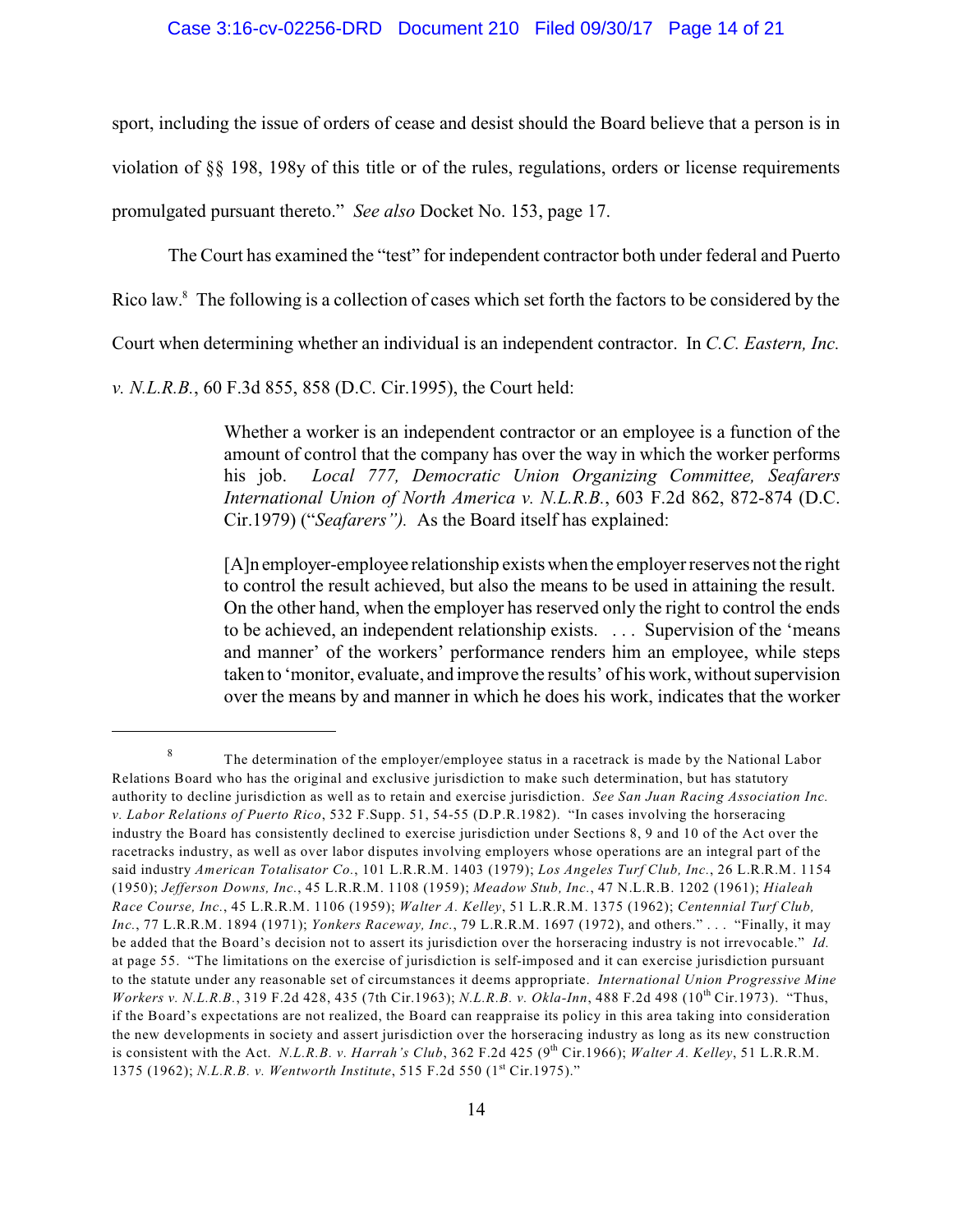sport, including the issue of orders of cease and desist should the Board believe that a person is in violation of §§ 198, 198y of this title or of the rules, regulations, orders or license requirements promulgated pursuant thereto." *See also* Docket No. 153, page 17.

The Court has examined the "test" for independent contractor both under federal and Puerto Rico law.[8] The following is a collection of cases which set forth the factors to be considered by the Court when determining whether an individual is an independent contractor. In *C.C. Eastern, Inc. v. N.L.R.B.*, 60 F.3d 855, 858 (D.C. Cir.1995), the Court held:

> Whether a worker is an independent contractor or an employee is a function of the amount of control that the company has over the way in which the worker performs his job. *Local 777, Democratic Union Organizing Committee, Seafarers International Union of North America v. N.L.R.B.*, 603 F.2d 862, 872-874 (D.C. Cir.1979) ("*Seafarers").* As the Board itself has explained:
>
> [A]n employer-employee relationship exists when the employer reserves not the right to control the result achieved, but also the means to be used in attaining the result. On the other hand, when the employer has reserved only the right to control the ends to be achieved, an independent relationship exists. . . . Supervision of the 'means and manner' of the workers' performance renders him an employee, while steps taken to 'monitor, evaluate, and improve the results' of his work, without supervision over the means by and manner in which he does his work, indicates that the worker

---

[8] The determination of the employer/employee status in a racetrack is made by the National Labor Relations Board who has the original and exclusive jurisdiction to make such determination, but has statutory authority to decline jurisdiction as well as to retain and exercise jurisdiction. *See San Juan Racing Association Inc. v. Labor Relations of Puerto Rico*, 532 F.Supp. 51, 54-55 (D.P.R.1982). "In cases involving the horseracing industry the Board has consistently declined to exercise jurisdiction under Sections 8, 9 and 10 of the Act over the racetracks industry, as well as over labor disputes involving employers whose operations are an integral part of the said industry *American Totalisator Co.*, 101 L.R.R.M. 1403 (1979); *Los Angeles Turf Club, Inc.*, 26 L.R.R.M. 1154 (1950); *Jefferson Downs, Inc.*, 45 L.R.R.M. 1108 (1959); *Meadow Stub, Inc.*, 47 N.L.R.B. 1202 (1961); *Hialeah Race Course, Inc.*, 45 L.R.R.M. 1106 (1959); *Walter A. Kelley*, 51 L.R.R.M. 1375 (1962); *Centennial Turf Club, Inc.*, 77 L.R.R.M. 1894 (1971); *Yonkers Raceway, Inc.*, 79 L.R.R.M. 1697 (1972), and others." . . . "Finally, it may be added that the Board's decision not to assert its jurisdiction over the horseracing industry is not irrevocable." *Id.* at page 55. "The limitations on the exercise of jurisdiction is self-imposed and it can exercise jurisdiction pursuant to the statute under any reasonable set of circumstances it deems appropriate. *International Union Progressive Mine Workers v. N.L.R.B.*, 319 F.2d 428, 435 (7th Cir.1963); *N.L.R.B. v. Okla-Inn*, 488 F.2d 498 (10th Cir.1973). "Thus, if the Board's expectations are not realized, the Board can reappraise its policy in this area taking into consideration the new developments in society and assert jurisdiction over the horseracing industry as long as its new construction is consistent with the Act. *N.L.R.B. v. Harrah's Club*, 362 F.2d 425 (9th Cir.1966); *Walter A. Kelley*, 51 L.R.R.M. 1375 (1962); *N.L.R.B. v. Wentworth Institute*, 515 F.2d 550 (1st Cir.1975)."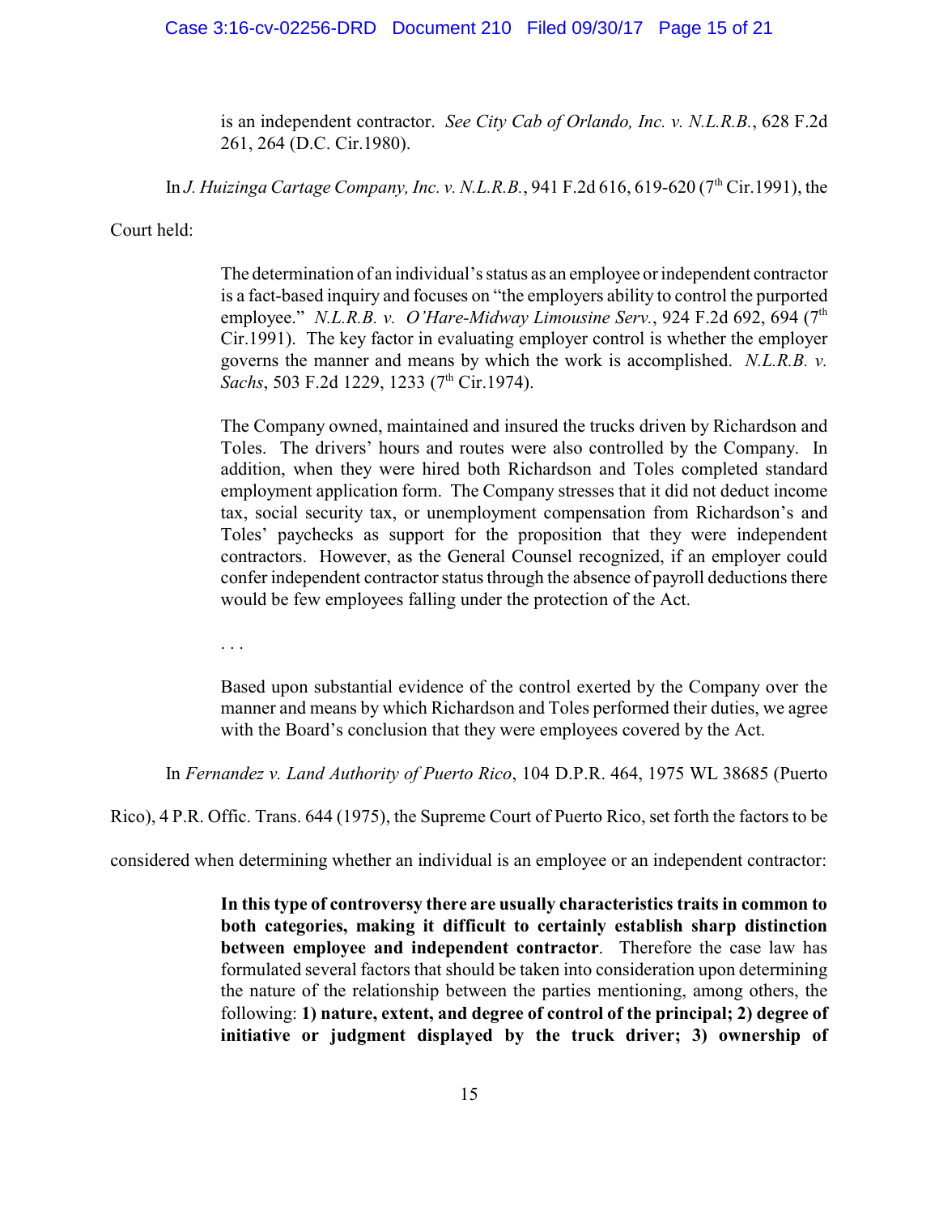is an independent contractor. *See City Cab of Orlando, Inc. v. N.L.R.B.*, 628 F.2d 261, 264 (D.C. Cir.1980).

In *J. Huizinga Cartage Company, Inc. v. N.L.R.B.*, 941 F.2d 616, 619-620 (7th Cir.1991), the Court held:

> The determination of an individual's status as an employee or independent contractor is a fact-based inquiry and focuses on "the employers ability to control the purported employee." *N.L.R.B. v. O'Hare-Midway Limousine Serv.*, 924 F.2d 692, 694 (7th Cir.1991). The key factor in evaluating employer control is whether the employer governs the manner and means by which the work is accomplished. *N.L.R.B. v. Sachs*, 503 F.2d 1229, 1233 (7th Cir.1974).
>
> The Company owned, maintained and insured the trucks driven by Richardson and Toles. The drivers' hours and routes were also controlled by the Company. In addition, when they were hired both Richardson and Toles completed standard employment application form. The Company stresses that it did not deduct income tax, social security tax, or unemployment compensation from Richardson's and Toles' paychecks as support for the proposition that they were independent contractors. However, as the General Counsel recognized, if an employer could confer independent contractor status through the absence of payroll deductions there would be few employees falling under the protection of the Act.
>
> . . .
>
> Based upon substantial evidence of the control exerted by the Company over the manner and means by which Richardson and Toles performed their duties, we agree with the Board's conclusion that they were employees covered by the Act.

In *Fernandez v. Land Authority of Puerto Rico*, 104 D.P.R. 464, 1975 WL 38685 (Puerto Rico), 4 P.R. Offic. Trans. 644 (1975), the Supreme Court of Puerto Rico, set forth the factors to be considered when determining whether an individual is an employee or an independent contractor:

> **In this type of controversy there are usually characteristics traits in common to both categories, making it difficult to certainly establish sharp distinction between employee and independent contractor**. Therefore the case law has formulated several factors that should be taken into consideration upon determining the nature of the relationship between the parties mentioning, among others, the following: **1) nature, extent, and degree of control of the principal; 2) degree of initiative or judgment displayed by the truck driver; 3) ownership of**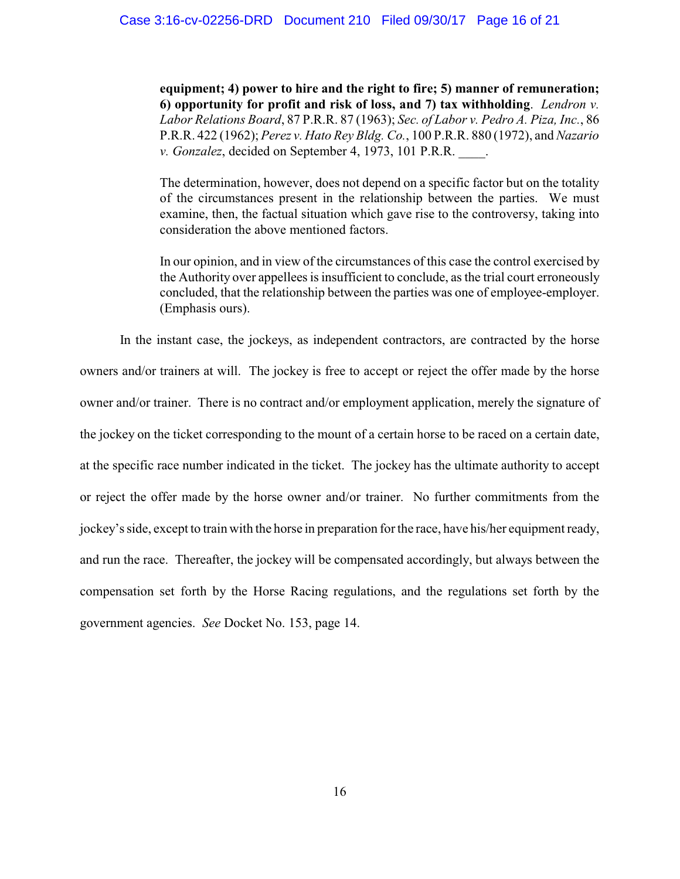> **equipment; 4) power to hire and the right to fire; 5) manner of remuneration; 6) opportunity for profit and risk of loss, and 7) tax withholding**. *Lendron v. Labor Relations Board*, 87 P.R.R. 87 (1963); *Sec. of Labor v. Pedro A. Piza, Inc.*, 86 P.R.R. 422 (1962); *Perez v. Hato Rey Bldg. Co.*, 100 P.R.R. 880 (1972), and *Nazario v. Gonzalez*, decided on September 4, 1973, 101 P.R.R. ____.
>
> The determination, however, does not depend on a specific factor but on the totality of the circumstances present in the relationship between the parties. We must examine, then, the factual situation which gave rise to the controversy, taking into consideration the above mentioned factors.
>
> In our opinion, and in view of the circumstances of this case the control exercised by the Authority over appellees is insufficient to conclude, as the trial court erroneously concluded, that the relationship between the parties was one of employee-employer. (Emphasis ours).

In the instant case, the jockeys, as independent contractors, are contracted by the horse owners and/or trainers at will. The jockey is free to accept or reject the offer made by the horse owner and/or trainer. There is no contract and/or employment application, merely the signature of the jockey on the ticket corresponding to the mount of a certain horse to be raced on a certain date, at the specific race number indicated in the ticket. The jockey has the ultimate authority to accept or reject the offer made by the horse owner and/or trainer. No further commitments from the jockey's side, except to train with the horse in preparation for the race, have his/her equipment ready, and run the race. Thereafter, the jockey will be compensated accordingly, but always between the compensation set forth by the Horse Racing regulations, and the regulations set forth by the government agencies. *See* Docket No. 153, page 14.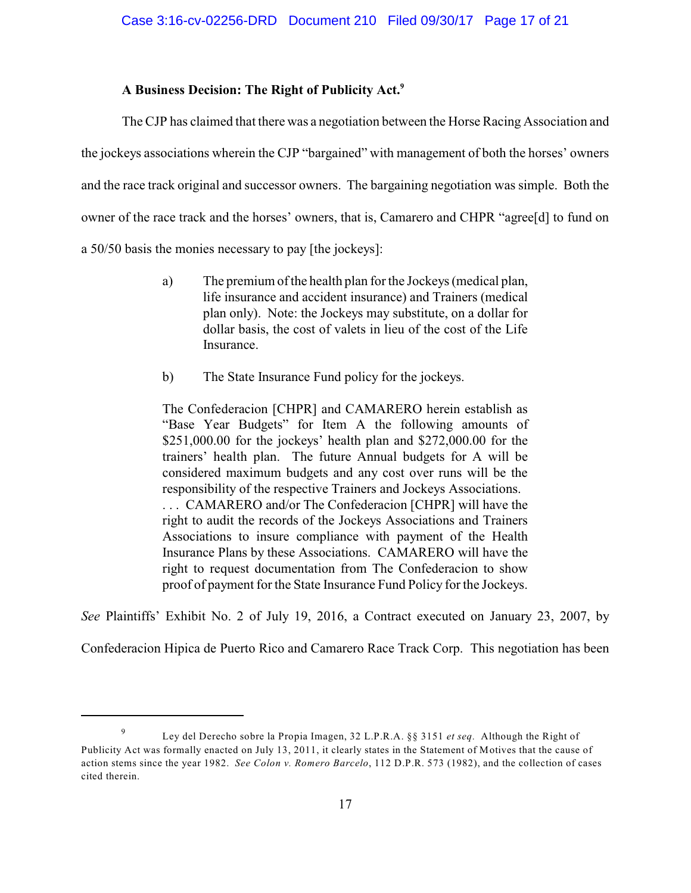**A Business Decision: The Right of Publicity Act.**[9]

The CJP has claimed that there was a negotiation between the Horse Racing Association and the jockeys associations wherein the CJP "bargained" with management of both the horses' owners and the race track original and successor owners. The bargaining negotiation was simple. Both the owner of the race track and the horses' owners, that is, Camarero and CHPR "agree[d] to fund on a 50/50 basis the monies necessary to pay [the jockeys]:

> a) The premium of the health plan for the Jockeys (medical plan, life insurance and accident insurance) and Trainers (medical plan only). Note: the Jockeys may substitute, on a dollar for dollar basis, the cost of valets in lieu of the cost of the Life Insurance.
>
> b) The State Insurance Fund policy for the jockeys.
>
> The Confederacion [CHPR] and CAMARERO herein establish as "Base Year Budgets" for Item A the following amounts of $251,000.00 for the jockeys' health plan and $272,000.00 for the trainers' health plan. The future Annual budgets for A will be considered maximum budgets and any cost over runs will be the responsibility of the respective Trainers and Jockeys Associations. . . . CAMARERO and/or The Confederacion [CHPR] will have the right to audit the records of the Jockeys Associations and Trainers Associations to insure compliance with payment of the Health Insurance Plans by these Associations. CAMARERO will have the right to request documentation from The Confederacion to show proof of payment for the State Insurance Fund Policy for the Jockeys.

*See* Plaintiffs' Exhibit No. 2 of July 19, 2016, a Contract executed on January 23, 2007, by Confederacion Hipica de Puerto Rico and Camarero Race Track Corp. This negotiation has been

---

[9] Ley del Derecho sobre la Propia Imagen, 32 L.P.R.A. §§ 3151 *et seq.* Although the Right of Publicity Act was formally enacted on July 13, 2011, it clearly states in the Statement of Motives that the cause of action stems since the year 1982. *See Colon v. Romero Barcelo*, 112 D.P.R. 573 (1982), and the collection of cases cited therein.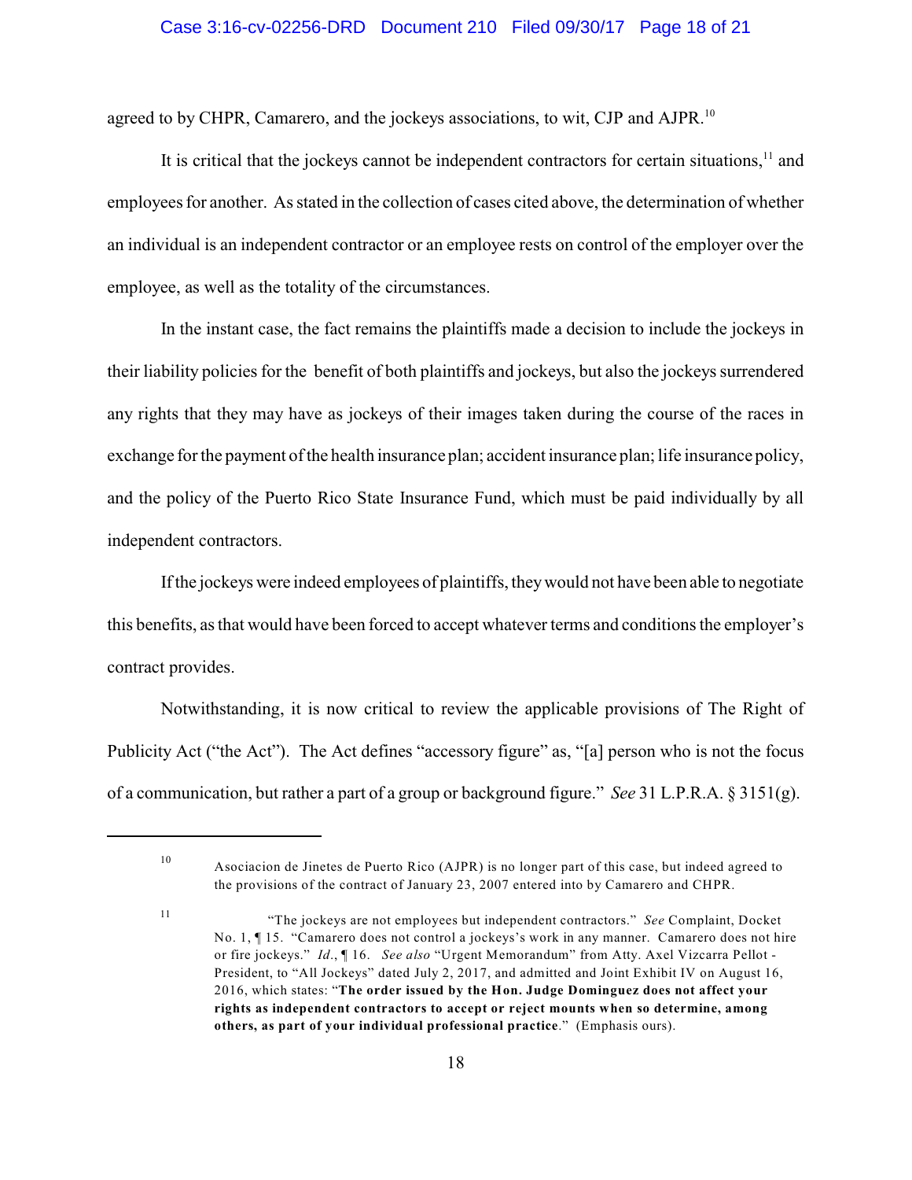agreed to by CHPR, Camarero, and the jockeys associations, to wit, CJP and AJPR.[10]

It is critical that the jockeys cannot be independent contractors for certain situations,[11] and employees for another. As stated in the collection of cases cited above, the determination of whether an individual is an independent contractor or an employee rests on control of the employer over the employee, as well as the totality of the circumstances.

In the instant case, the fact remains the plaintiffs made a decision to include the jockeys in their liability policies for the benefit of both plaintiffs and jockeys, but also the jockeys surrendered any rights that they may have as jockeys of their images taken during the course of the races in exchange for the payment of the health insurance plan; accident insurance plan; life insurance policy, and the policy of the Puerto Rico State Insurance Fund, which must be paid individually by all independent contractors.

If the jockeys were indeed employees of plaintiffs, they would not have been able to negotiate this benefits, as that would have been forced to accept whatever terms and conditions the employer's contract provides.

Notwithstanding, it is now critical to review the applicable provisions of The Right of Publicity Act ("the Act"). The Act defines "accessory figure" as, "[a] person who is not the focus of a communication, but rather a part of a group or background figure." *See* 31 L.P.R.A. § 3151(g).

---

[10] Asociacion de Jinetes de Puerto Rico (AJPR) is no longer part of this case, but indeed agreed to the provisions of the contract of January 23, 2007 entered into by Camarero and CHPR.

[11] "The jockeys are not employees but independent contractors." *See* Complaint, Docket No. 1, ¶ 15. "Camarero does not control a jockeys's work in any manner. Camarero does not hire or fire jockeys." *Id.*, ¶ 16. *See also* "Urgent Memorandum" from Atty. Axel Vizcarra Pellot - President, to "All Jockeys" dated July 2, 2017, and admitted and Joint Exhibit IV on August 16, 2016, which states: "**The order issued by the Hon. Judge Dominguez does not affect your rights as independent contractors to accept or reject mounts when so determine, among others, as part of your individual professional practice**." (Emphasis ours).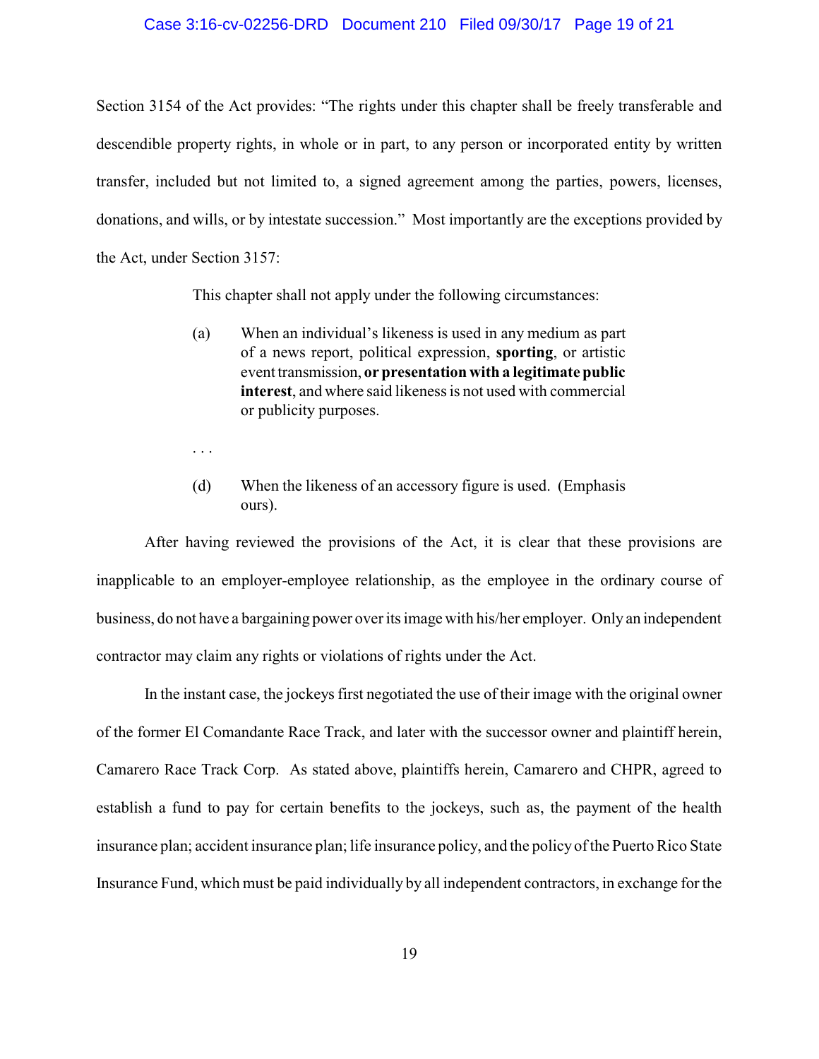Section 3154 of the Act provides: "The rights under this chapter shall be freely transferable and descendible property rights, in whole or in part, to any person or incorporated entity by written transfer, included but not limited to, a signed agreement among the parties, powers, licenses, donations, and wills, or by intestate succession." Most importantly are the exceptions provided by the Act, under Section 3157:

> This chapter shall not apply under the following circumstances:
>
> (a) When an individual's likeness is used in any medium as part of a news report, political expression, **sporting**, or artistic event transmission, **or presentation with a legitimate public interest**, and where said likeness is not used with commercial or publicity purposes.
>
> . . .
>
> (d) When the likeness of an accessory figure is used. (Emphasis ours).

After having reviewed the provisions of the Act, it is clear that these provisions are inapplicable to an employer-employee relationship, as the employee in the ordinary course of business, do not have a bargaining power over its image with his/her employer. Only an independent contractor may claim any rights or violations of rights under the Act.

In the instant case, the jockeys first negotiated the use of their image with the original owner of the former El Comandante Race Track, and later with the successor owner and plaintiff herein, Camarero Race Track Corp. As stated above, plaintiffs herein, Camarero and CHPR, agreed to establish a fund to pay for certain benefits to the jockeys, such as, the payment of the health insurance plan; accident insurance plan; life insurance policy, and the policy of the Puerto Rico State Insurance Fund, which must be paid individually by all independent contractors, in exchange for the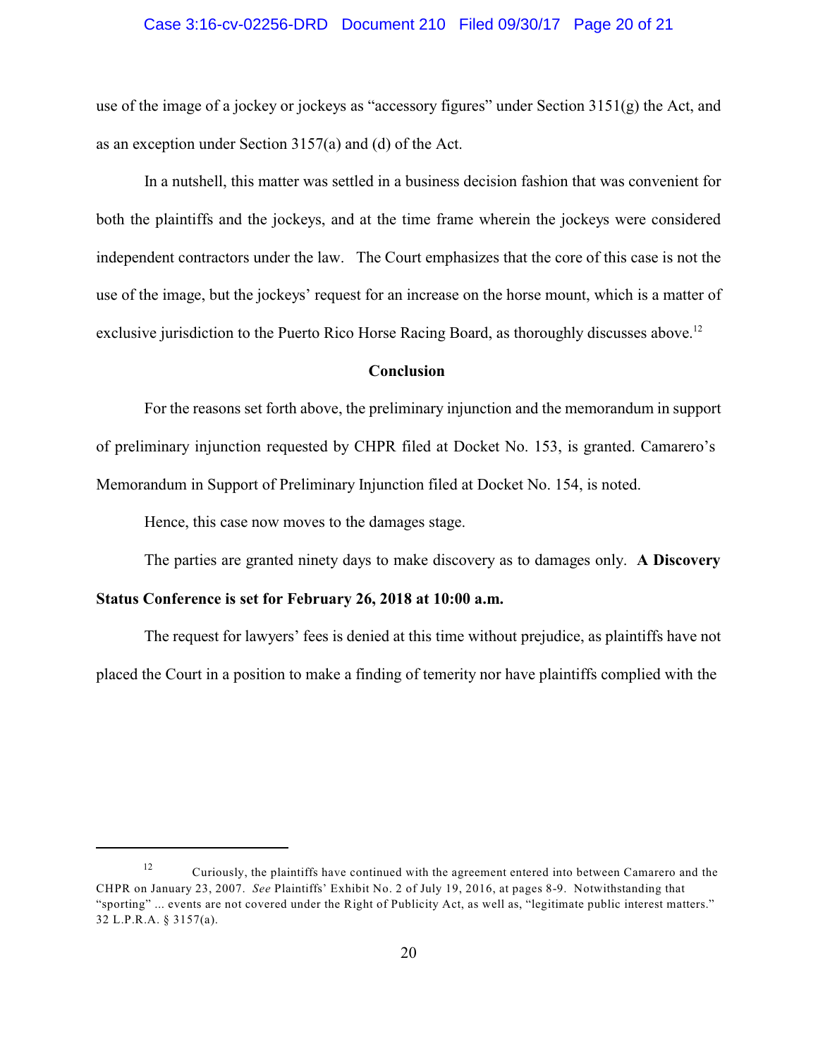use of the image of a jockey or jockeys as "accessory figures" under Section 3151(g) the Act, and as an exception under Section 3157(a) and (d) of the Act.

In a nutshell, this matter was settled in a business decision fashion that was convenient for both the plaintiffs and the jockeys, and at the time frame wherein the jockeys were considered independent contractors under the law. The Court emphasizes that the core of this case is not the use of the image, but the jockeys' request for an increase on the horse mount, which is a matter of exclusive jurisdiction to the Puerto Rico Horse Racing Board, as thoroughly discusses above.[12]

**Conclusion**

For the reasons set forth above, the preliminary injunction and the memorandum in support of preliminary injunction requested by CHPR filed at Docket No. 153, is granted. Camarero's Memorandum in Support of Preliminary Injunction filed at Docket No. 154, is noted.

Hence, this case now moves to the damages stage.

The parties are granted ninety days to make discovery as to damages only. **A Discovery Status Conference is set for February 26, 2018 at 10:00 a.m.**

The request for lawyers' fees is denied at this time without prejudice, as plaintiffs have not placed the Court in a position to make a finding of temerity nor have plaintiffs complied with the

---

[12] Curiously, the plaintiffs have continued with the agreement entered into between Camarero and the CHPR on January 23, 2007. *See* Plaintiffs' Exhibit No. 2 of July 19, 2016, at pages 8-9. Notwithstanding that "sporting" ... events are not covered under the Right of Publicity Act, as well as, "legitimate public interest matters." 32 L.P.R.A. § 3157(a).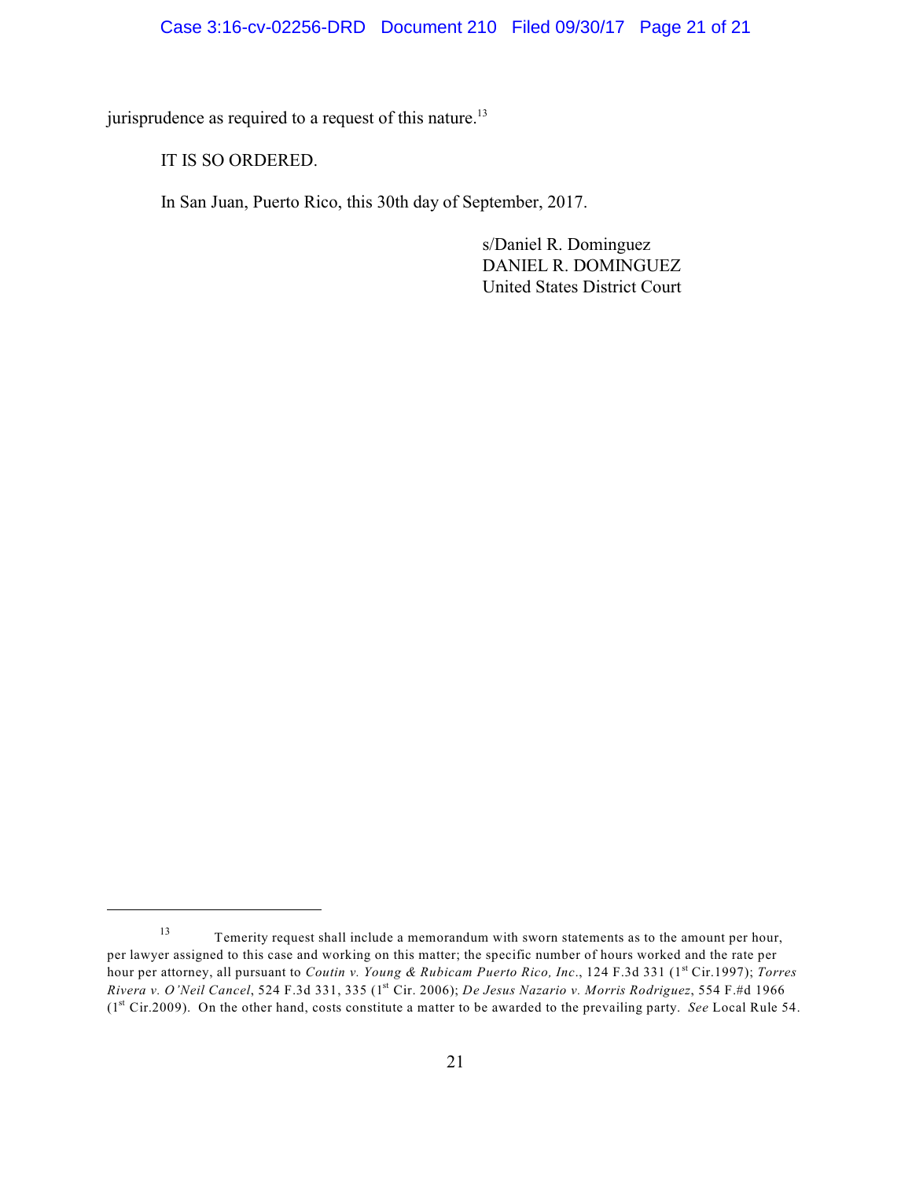jurisprudence as required to a request of this nature.[13]

IT IS SO ORDERED.

In San Juan, Puerto Rico, this 30th day of September, 2017.

s/Daniel R. Dominguez
DANIEL R. DOMINGUEZ
United States District Court

---

[13] Temerity request shall include a memorandum with sworn statements as to the amount per hour, per lawyer assigned to this case and working on this matter; the specific number of hours worked and the rate per hour per attorney, all pursuant to *Coutin v. Young & Rubicam Puerto Rico, Inc.*, 124 F.3d 331 (1st Cir.1997); *Torres Rivera v. O'Neil Cancel*, 524 F.3d 331, 335 (1st Cir. 2006); *De Jesus Nazario v. Morris Rodriguez*, 554 F.#d 1966 (1st Cir.2009). On the other hand, costs constitute a matter to be awarded to the prevailing party. *See* Local Rule 54.